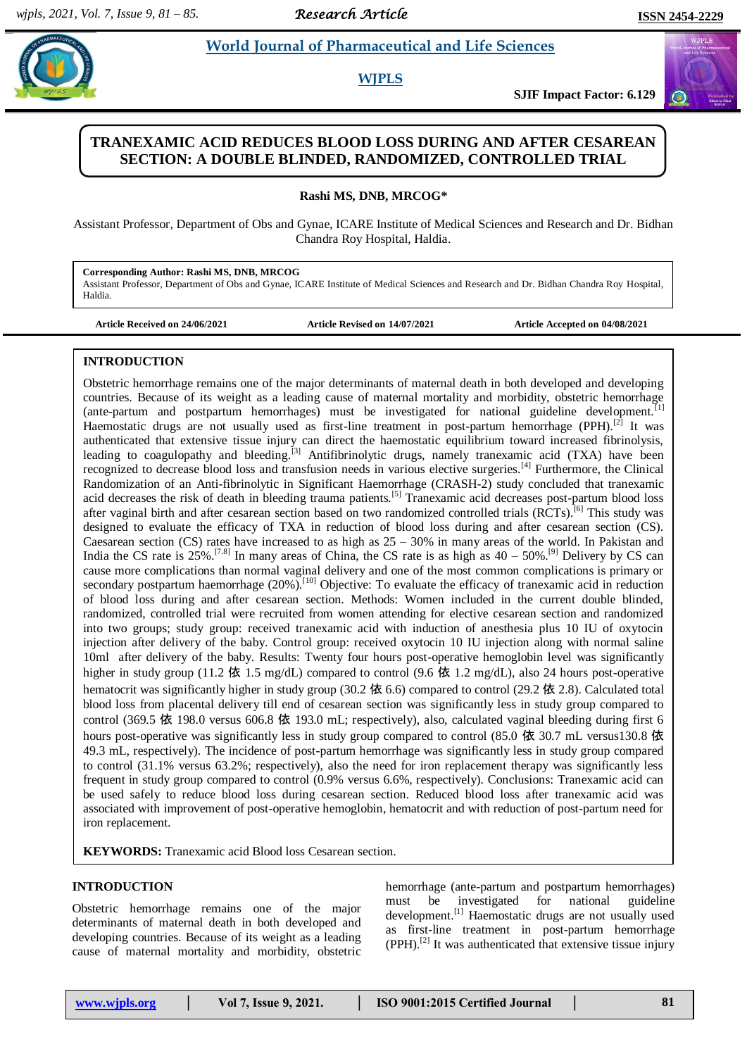# TRANEXAMIC ACID REDUCES BLOOD LOSS DURING AND AFTER CESAREAN SECTION: A DOUBLE BLINDED, RANDOMIZED, CONTROLLED TRIAL

**Rashi MS, DNB, MRCOG***

Assistant Professor, Department of Obs and Gynae, ICARE Institute of Medical Sciences and Research and Dr. Bidhan Chandra Roy Hospital, Haldia.

**Corresponding Author: Rashi MS, DNB, MRCOG**
Assistant Professor, Department of Obs and Gynae, ICARE Institute of Medical Sciences and Research and Dr. Bidhan Chandra Roy Hospital, Haldia.

**Article Received on 24/06/2021** | **Article Revised on 14/07/2021** | **Article Accepted on 04/08/2021**

## INTRODUCTION

Obstetric hemorrhage remains one of the major determinants of maternal death in both developed and developing countries. Because of its weight as a leading cause of maternal mortality and morbidity, obstetric hemorrhage (ante-partum and postpartum hemorrhages) must be investigated for national guideline development.[1] Haemostatic drugs are not usually used as first-line treatment in post-partum hemorrhage (PPH).[2] It was authenticated that extensive tissue injury can direct the haemostatic equilibrium toward increased fibrinolysis, leading to coagulopathy and bleeding.[3] Antifibrinolytic drugs, namely tranexamic acid (TXA) have been recognized to decrease blood loss and transfusion needs in various elective surgeries.[4] Furthermore, the Clinical Randomization of an Anti-fibrinolytic in Significant Haemorrhage (CRASH-2) study concluded that tranexamic acid decreases the risk of death in bleeding trauma patients.[5] Tranexamic acid decreases post-partum blood loss after vaginal birth and after cesarean section based on two randomized controlled trials (RCTs).[6] This study was designed to evaluate the efficacy of TXA in reduction of blood loss during and after cesarean section (CS). Caesarean section (CS) rates have increased to as high as 25 – 30% in many areas of the world. In Pakistan and India the CS rate is 25%.[7,8] In many areas of China, the CS rate is as high as 40 – 50%.[9] Delivery by CS can cause more complications than normal vaginal delivery and one of the most common complications is primary or secondary postpartum haemorrhage (20%).[10] Objective: To evaluate the efficacy of tranexamic acid in reduction of blood loss during and after cesarean section. Methods: Women included in the current double blinded, randomized, controlled trial were recruited from women attending for elective cesarean section and randomized into two groups; study group: received tranexamic acid with induction of anesthesia plus 10 IU of oxytocin injection after delivery of the baby. Control group: received oxytocin 10 IU injection along with normal saline 10ml after delivery of the baby. Results: Twenty four hours post-operative hemoglobin level was significantly higher in study group (11.2 依 1.5 mg/dL) compared to control (9.6 依 1.2 mg/dL), also 24 hours post-operative hematocrit was significantly higher in study group (30.2 依 6.6) compared to control (29.2 依 2.8). Calculated total blood loss from placental delivery till end of cesarean section was significantly less in study group compared to control (369.5 依 198.0 versus 606.8 依 193.0 mL; respectively), also, calculated vaginal bleeding during first 6 hours post-operative was significantly less in study group compared to control (85.0 依 30.7 mL versus130.8 依 49.3 mL, respectively). The incidence of post-partum hemorrhage was significantly less in study group compared to control (31.1% versus 63.2%; respectively), also the need for iron replacement therapy was significantly less frequent in study group compared to control (0.9% versus 6.6%, respectively). Conclusions: Tranexamic acid can be used safely to reduce blood loss during cesarean section. Reduced blood loss after tranexamic acid was associated with improvement of post-operative hemoglobin, hematocrit and with reduction of post-partum need for iron replacement.

**KEYWORDS:** Tranexamic acid Blood loss Cesarean section.

## INTRODUCTION

Obstetric hemorrhage remains one of the major determinants of maternal death in both developed and developing countries. Because of its weight as a leading cause of maternal mortality and morbidity, obstetric hemorrhage (ante-partum and postpartum hemorrhages) must be investigated for national guideline development.[1] Haemostatic drugs are not usually used as first-line treatment in post-partum hemorrhage (PPH).[2] It was authenticated that extensive tissue injury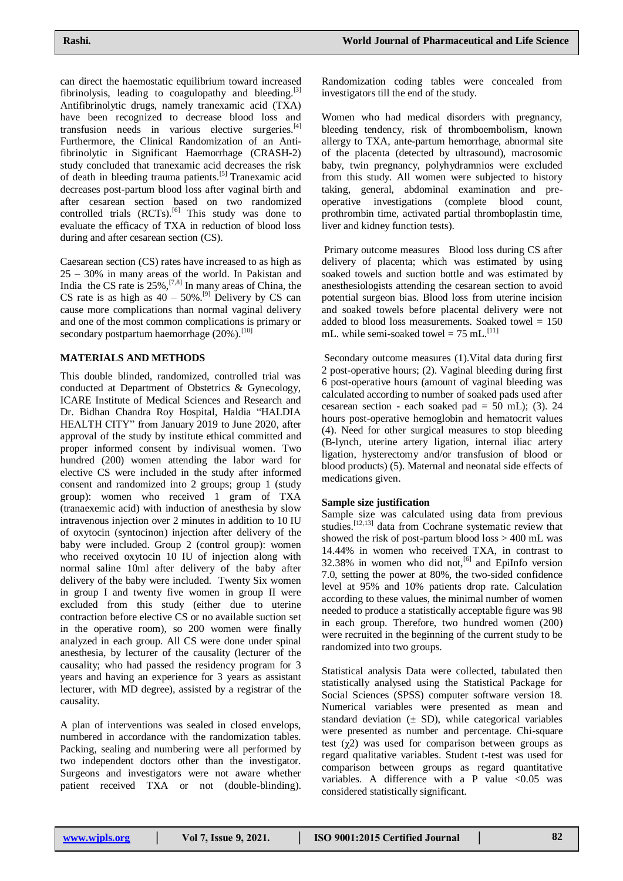can direct the haemostatic equilibrium toward increased fibrinolysis, leading to coagulopathy and bleeding.[3] Antifibrinolytic drugs, namely tranexamic acid (TXA) have been recognized to decrease blood loss and transfusion needs in various elective surgeries.[4] Furthermore, the Clinical Randomization of an Anti-fibrinolytic in Significant Haemorrhage (CRASH-2) study concluded that tranexamic acid decreases the risk of death in bleeding trauma patients.[5] Tranexamic acid decreases post-partum blood loss after vaginal birth and after cesarean section based on two randomized controlled trials (RCTs).[6] This study was done to evaluate the efficacy of TXA in reduction of blood loss during and after cesarean section (CS).

Caesarean section (CS) rates have increased to as high as 25 – 30% in many areas of the world. In Pakistan and India the CS rate is 25%,[7,8] In many areas of China, the CS rate is as high as 40 – 50%.[9] Delivery by CS can cause more complications than normal vaginal delivery and one of the most common complications is primary or secondary postpartum haemorrhage (20%).[10]

## MATERIALS AND METHODS

This double blinded, randomized, controlled trial was conducted at Department of Obstetrics & Gynecology, ICARE Institute of Medical Sciences and Research and Dr. Bidhan Chandra Roy Hospital, Haldia "HALDIA HEALTH CITY" from January 2019 to June 2020, after approval of the study by institute ethical committed and proper informed consent by indivisual women. Two hundred (200) women attending the labor ward for elective CS were included in the study after informed consent and randomized into 2 groups; group 1 (study group): women who received 1 gram of TXA (tranaexemic acid) with induction of anesthesia by slow intravenous injection over 2 minutes in addition to 10 IU of oxytocin (syntocinon) injection after delivery of the baby were included. Group 2 (control group): women who received oxytocin 10 IU of injection along with normal saline 10ml after delivery of the baby after delivery of the baby were included. Twenty Six women in group I and twenty five women in group II were excluded from this study (either due to uterine contraction before elective CS or no available suction set in the operative room), so 200 women were finally analyzed in each group. All CS were done under spinal anesthesia, by lecturer of the causality (lecturer of the causality; who had passed the residency program for 3 years and having an experience for 3 years as assistant lecturer, with MD degree), assisted by a registrar of the causality.

A plan of interventions was sealed in closed envelops, numbered in accordance with the randomization tables. Packing, sealing and numbering were all performed by two independent doctors other than the investigator. Surgeons and investigators were not aware whether patient received TXA or not (double-blinding). Randomization coding tables were concealed from investigators till the end of the study.

Women who had medical disorders with pregnancy, bleeding tendency, risk of thromboembolism, known allergy to TXA, ante-partum hemorrhage, abnormal site of the placenta (detected by ultrasound), macrosomic baby, twin pregnancy, polyhydramnios were excluded from this study. All women were subjected to history taking, general, abdominal examination and pre-operative investigations (complete blood count, prothrombin time, activated partial thromboplastin time, liver and kidney function tests).

Primary outcome measures Blood loss during CS after delivery of placenta; which was estimated by using soaked towels and suction bottle and was estimated by anesthesiologists attending the cesarean section to avoid potential surgeon bias. Blood loss from uterine incision and soaked towels before placental delivery were not added to blood loss measurements. Soaked towel = 150 mL. while semi-soaked towel = 75 mL.[11]

Secondary outcome measures (1).Vital data during first 2 post-operative hours; (2). Vaginal bleeding during first 6 post-operative hours (amount of vaginal bleeding was calculated according to number of soaked pads used after cesarean section - each soaked pad = 50 mL); (3). 24 hours post-operative hemoglobin and hematocrit values (4). Need for other surgical measures to stop bleeding (B-lynch, uterine artery ligation, internal iliac artery ligation, hysterectomy and/or transfusion of blood or blood products) (5). Maternal and neonatal side effects of medications given.

**Sample size justification**

Sample size was calculated using data from previous studies.[12,13] data from Cochrane systematic review that showed the risk of post-partum blood loss > 400 mL was 14.44% in women who received TXA, in contrast to 32.38% in women who did not,[6] and EpiInfo version 7.0, setting the power at 80%, the two-sided confidence level at 95% and 10% patients drop rate. Calculation according to these values, the minimal number of women needed to produce a statistically acceptable figure was 98 in each group. Therefore, two hundred women (200) were recruited in the beginning of the current study to be randomized into two groups.

Statistical analysis Data were collected, tabulated then statistically analysed using the Statistical Package for Social Sciences (SPSS) computer software version 18. Numerical variables were presented as mean and standard deviation (± SD), while categorical variables were presented as number and percentage. Chi-square test ($\chi^2$) was used for comparison between groups as regard qualitative variables. Student t-test was used for comparison between groups as regard quantitative variables. A difference with a P value $<0.05$ was considered statistically significant.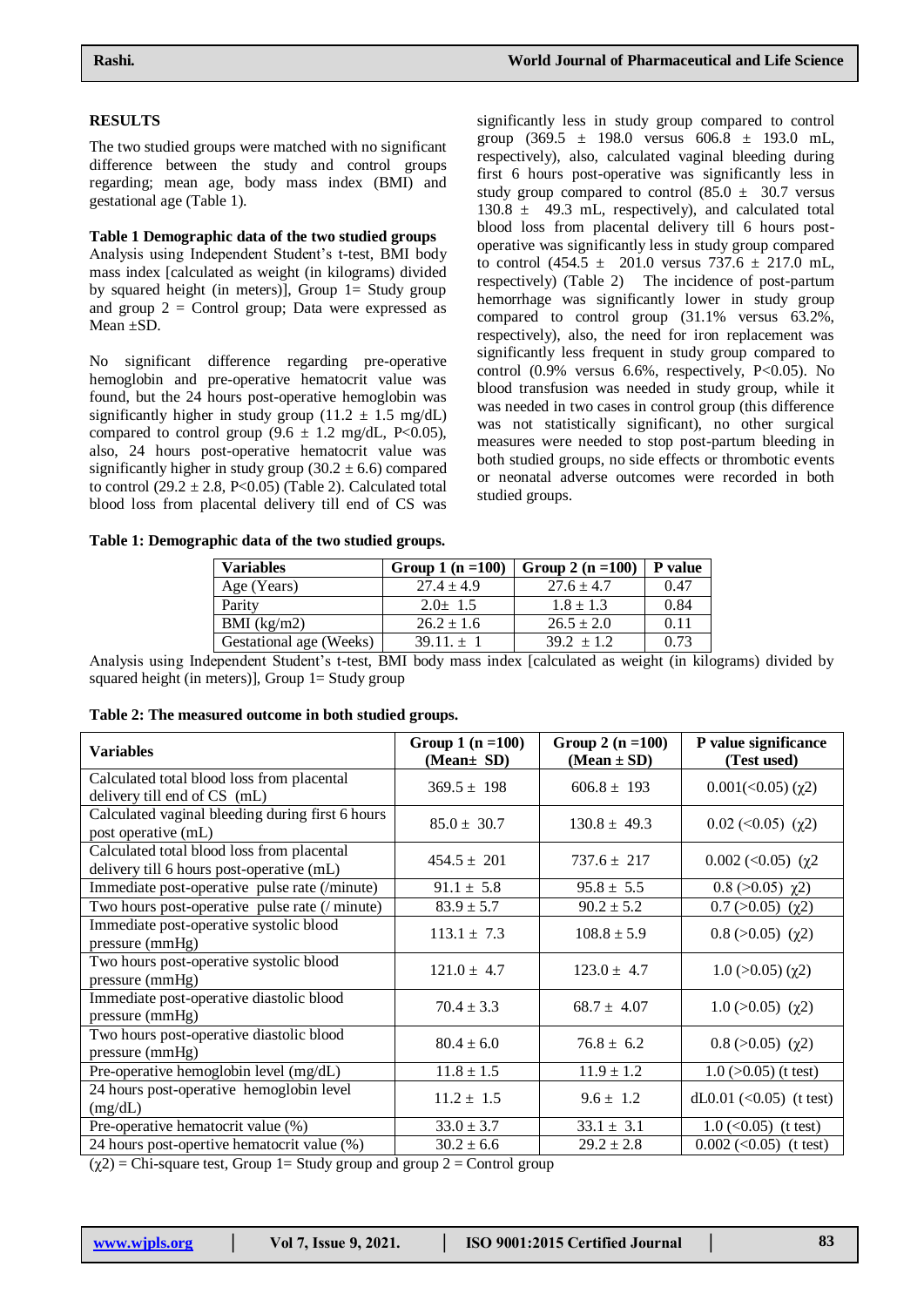## RESULTS

The two studied groups were matched with no significant difference between the study and control groups regarding; mean age, body mass index (BMI) and gestational age (Table 1).

**Table 1 Demographic data of the two studied groups**

Analysis using Independent Student's t-test, BMI body mass index [calculated as weight (in kilograms) divided by squared height (in meters)], Group 1= Study group and group 2 = Control group; Data were expressed as Mean ±SD.

No significant difference regarding pre-operative hemoglobin and pre-operative hematocrit value was found, but the 24 hours post-operative hemoglobin was significantly higher in study group (11.2 ± 1.5 mg/dL) compared to control group (9.6 ± 1.2 mg/dL, P<0.05), also, 24 hours post-operative hematocrit value was significantly higher in study group (30.2 ± 6.6) compared to control (29.2 ± 2.8, P<0.05) (Table 2). Calculated total blood loss from placental delivery till end of CS was significantly less in study group compared to control group (369.5 ± 198.0 versus 606.8 ± 193.0 mL, respectively), also, calculated vaginal bleeding during first 6 hours post-operative was significantly less in study group compared to control (85.0 ± 30.7 versus 130.8 ± 49.3 mL, respectively), and calculated total blood loss from placental delivery till 6 hours post-operative was significantly less in study group compared to control (454.5 ± 201.0 versus 737.6 ± 217.0 mL, respectively) (Table 2) The incidence of post-partum hemorrhage was significantly lower in study group compared to control group (31.1% versus 63.2%, respectively), also, the need for iron replacement was significantly less frequent in study group compared to control (0.9% versus 6.6%, respectively, P<0.05). No blood transfusion was needed in study group, while it was needed in two cases in control group (this difference was not statistically significant), no other surgical measures were needed to stop post-partum bleeding in both studied groups, no side effects or thrombotic events or neonatal adverse outcomes were recorded in both studied groups.

**Table 1: Demographic data of the two studied groups.**

| Variables | Group 1 (n =100) | Group 2 (n =100) | P value |
|---|---|---|---|
| Age (Years) | 27.4 ± 4.9 | 27.6 ± 4.7 | 0.47 |
| Parity | 2.0± 1.5 | 1.8 ± 1.3 | 0.84 |
| BMI (kg/m2) | 26.2 ± 1.6 | 26.5 ± 2.0 | 0.11 |
| Gestational age (Weeks) | 39.11. ± 1 | 39.2 ± 1.2 | 0.73 |

Analysis using Independent Student's t-test, BMI body mass index [calculated as weight (in kilograms) divided by squared height (in meters)], Group 1= Study group

**Table 2: The measured outcome in both studied groups.**

| Variables | Group 1 (n =100) (Mean± SD) | Group 2 (n =100) (Mean ± SD) | P value significance (Test used) |
|---|---|---|---|
| Calculated total blood loss from placental delivery till end of CS (mL) | 369.5 ± 198 | 606.8 ± 193 | 0.001(<0.05) (χ2) |
| Calculated vaginal bleeding during first 6 hours post operative (mL) | 85.0 ± 30.7 | 130.8 ± 49.3 | 0.02 (<0.05) (χ2) |
| Calculated total blood loss from placental delivery till 6 hours post-operative (mL) | 454.5 ± 201 | 737.6 ± 217 | 0.002 (<0.05) (χ2 |
| Immediate post-operative pulse rate (/minute) | 91.1 ± 5.8 | 95.8 ± 5.5 | 0.8 (>0.05) χ2) |
| Two hours post-operative pulse rate (/ minute) | 83.9 ± 5.7 | 90.2 ± 5.2 | 0.7 (>0.05) (χ2) |
| Immediate post-operative systolic blood pressure (mmHg) | 113.1 ± 7.3 | 108.8 ± 5.9 | 0.8 (>0.05) (χ2) |
| Two hours post-operative systolic blood pressure (mmHg) | 121.0 ± 4.7 | 123.0 ± 4.7 | 1.0 (>0.05) (χ2) |
| Immediate post-operative diastolic blood pressure (mmHg) | 70.4 ± 3.3 | 68.7 ± 4.07 | 1.0 (>0.05) (χ2) |
| Two hours post-operative diastolic blood pressure (mmHg) | 80.4 ± 6.0 | 76.8 ± 6.2 | 0.8 (>0.05) (χ2) |
| Pre-operative hemoglobin level (mg/dL) | 11.8 ± 1.5 | 11.9 ± 1.2 | 1.0 (>0.05) (t test) |
| 24 hours post-operative hemoglobin level (mg/dL) | 11.2 ± 1.5 | 9.6 ± 1.2 | dL0.01 (<0.05) (t test) |
| Pre-operative hematocrit value (%) | 33.0 ± 3.7 | 33.1 ± 3.1 | 1.0 (<0.05) (t test) |
| 24 hours post-opertive hematocrit value (%) | 30.2 ± 6.6 | 29.2 ± 2.8 | 0.002 (<0.05) (t test) |

(χ2) = Chi-square test, Group 1= Study group and group 2 = Control group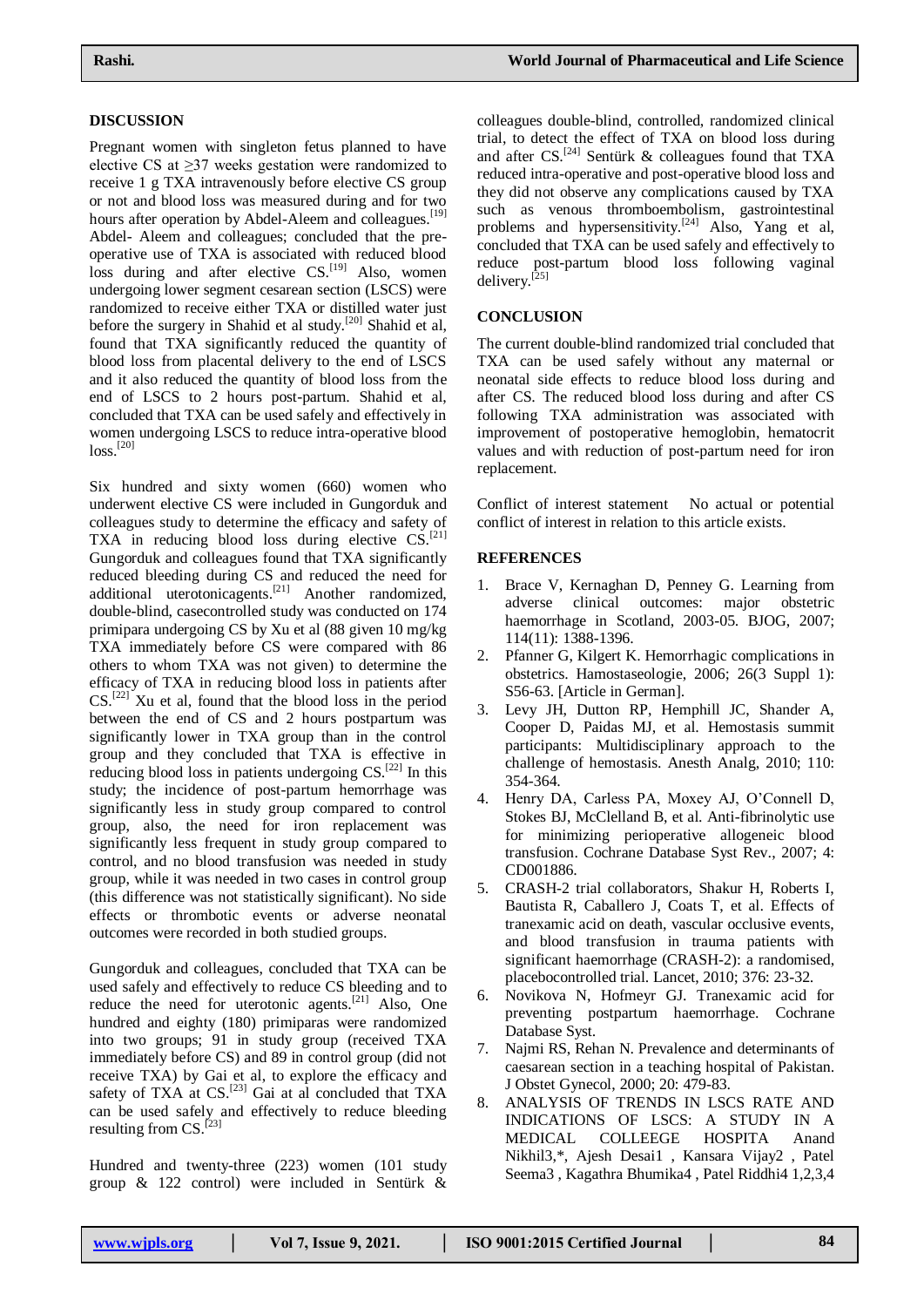## DISCUSSION

Pregnant women with singleton fetus planned to have elective CS at ≥37 weeks gestation were randomized to receive 1 g TXA intravenously before elective CS group or not and blood loss was measured during and for two hours after operation by Abdel-Aleem and colleagues.[19] Abdel- Aleem and colleagues; concluded that the pre-operative use of TXA is associated with reduced blood loss during and after elective CS.[19] Also, women undergoing lower segment cesarean section (LSCS) were randomized to receive either TXA or distilled water just before the surgery in Shahid et al study.[20] Shahid et al, found that TXA significantly reduced the quantity of blood loss from placental delivery to the end of LSCS and it also reduced the quantity of blood loss from the end of LSCS to 2 hours post-partum. Shahid et al, concluded that TXA can be used safely and effectively in women undergoing LSCS to reduce intra-operative blood loss.[20]

Six hundred and sixty women (660) women who underwent elective CS were included in Gungorduk and colleagues study to determine the efficacy and safety of TXA in reducing blood loss during elective CS.[21] Gungorduk and colleagues found that TXA significantly reduced bleeding during CS and reduced the need for additional uterotonicagents.[21] Another randomized, double-blind, casecontrolled study was conducted on 174 primipara undergoing CS by Xu et al (88 given 10 mg/kg TXA immediately before CS were compared with 86 others to whom TXA was not given) to determine the efficacy of TXA in reducing blood loss in patients after CS.[22] Xu et al, found that the blood loss in the period between the end of CS and 2 hours postpartum was significantly lower in TXA group than in the control group and they concluded that TXA is effective in reducing blood loss in patients undergoing CS.[22] In this study; the incidence of post-partum hemorrhage was significantly less in study group compared to control group, also, the need for iron replacement was significantly less frequent in study group compared to control, and no blood transfusion was needed in study group, while it was needed in two cases in control group (this difference was not statistically significant). No side effects or thrombotic events or adverse neonatal outcomes were recorded in both studied groups.

Gungorduk and colleagues, concluded that TXA can be used safely and effectively to reduce CS bleeding and to reduce the need for uterotonic agents.[21] Also, One hundred and eighty (180) primiparas were randomized into two groups; 91 in study group (received TXA immediately before CS) and 89 in control group (did not receive TXA) by Gai et al, to explore the efficacy and safety of TXA at CS.[23] Gai at al concluded that TXA can be used safely and effectively to reduce bleeding resulting from CS.[23]

Hundred and twenty-three (223) women (101 study group & 122 control) were included in Sentürk & colleagues double-blind, controlled, randomized clinical trial, to detect the effect of TXA on blood loss during and after CS.[24] Sentürk & colleagues found that TXA reduced intra-operative and post-operative blood loss and they did not observe any complications caused by TXA such as venous thromboembolism, gastrointestinal problems and hypersensitivity.[24] Also, Yang et al, concluded that TXA can be used safely and effectively to reduce post-partum blood loss following vaginal delivery.[25]

## CONCLUSION

The current double-blind randomized trial concluded that TXA can be used safely without any maternal or neonatal side effects to reduce blood loss during and after CS. The reduced blood loss during and after CS following TXA administration was associated with improvement of postoperative hemoglobin, hematocrit values and with reduction of post-partum need for iron replacement.

Conflict of interest statement No actual or potential conflict of interest in relation to this article exists.

## REFERENCES

1. Brace V, Kernaghan D, Penney G. Learning from adverse clinical outcomes: major obstetric haemorrhage in Scotland, 2003-05. BJOG, 2007; 114(11): 1388-1396.
2. Pfanner G, Kilgert K. Hemorrhagic complications in obstetrics. Hamostaseologie, 2006; 26(3 Suppl 1): S56-63. [Article in German].
3. Levy JH, Dutton RP, Hemphill JC, Shander A, Cooper D, Paidas MJ, et al. Hemostasis summit participants: Multidisciplinary approach to the challenge of hemostasis. Anesth Analg, 2010; 110: 354-364.
4. Henry DA, Carless PA, Moxey AJ, O'Connell D, Stokes BJ, McClelland B, et al. Anti-fibrinolytic use for minimizing perioperative allogeneic blood transfusion. Cochrane Database Syst Rev., 2007; 4: CD001886.
5. CRASH-2 trial collaborators, Shakur H, Roberts I, Bautista R, Caballero J, Coats T, et al. Effects of tranexamic acid on death, vascular occlusive events, and blood transfusion in trauma patients with significant haemorrhage (CRASH-2): a randomised, placebocontrolled trial. Lancet, 2010; 376: 23-32.
6. Novikova N, Hofmeyr GJ. Tranexamic acid for preventing postpartum haemorrhage. Cochrane Database Syst.
7. Najmi RS, Rehan N. Prevalence and determinants of caesarean section in a teaching hospital of Pakistan. J Obstet Gynecol, 2000; 20: 479-83.
8. ANALYSIS OF TRENDS IN LSCS RATE AND INDICATIONS OF LSCS: A STUDY IN A MEDICAL COLLEEGE HOSPITA Anand Nikhil3,*, Ajesh Desai1 , Kansara Vijay2 , Patel Seema3 , Kagathra Bhumika4 , Patel Riddhi4 1,2,3,4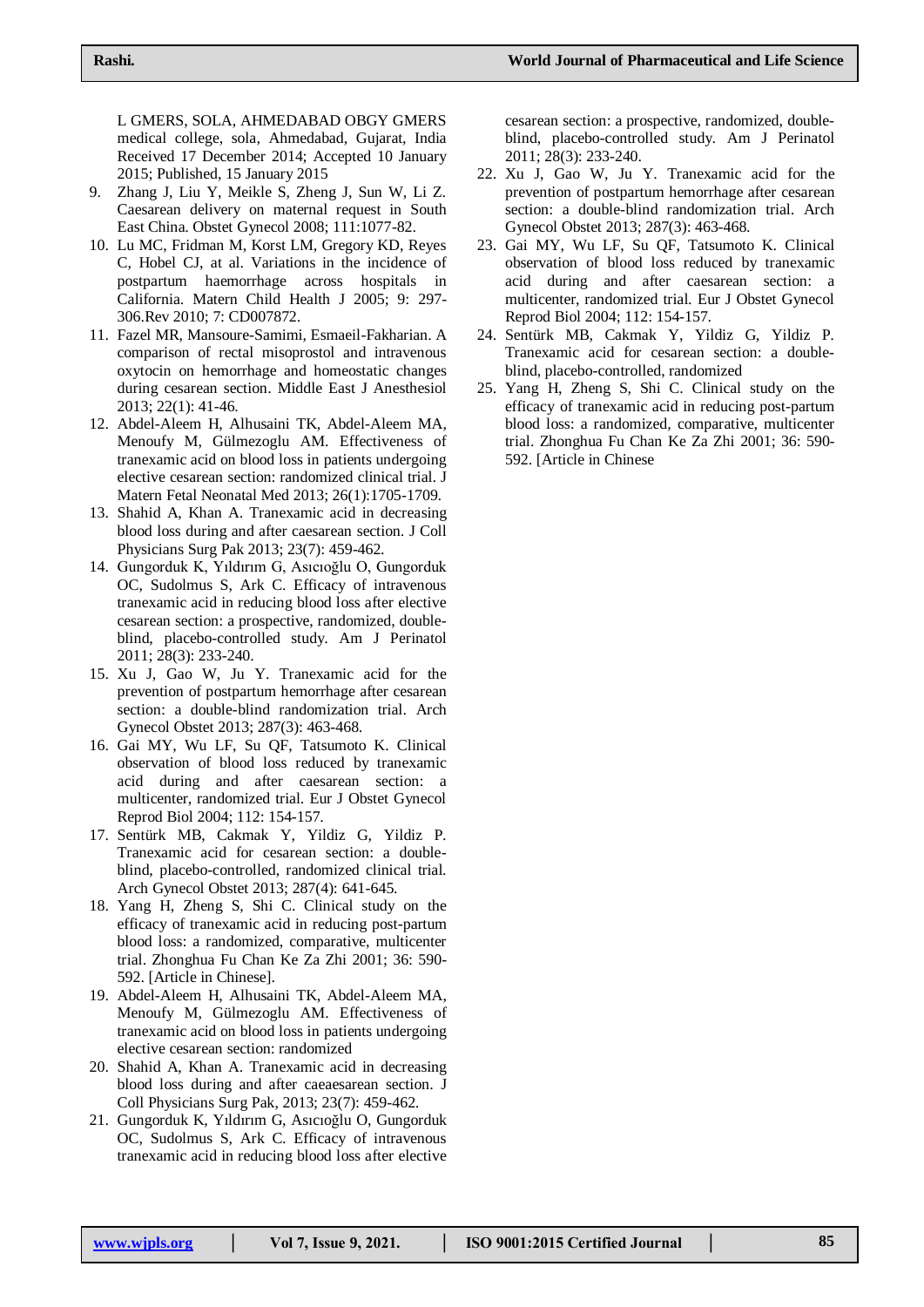L GMERS, SOLA, AHMEDABAD OBGY GMERS medical college, sola, Ahmedabad, Gujarat, India Received 17 December 2014; Accepted 10 January 2015; Published, 15 January 2015

9. Zhang J, Liu Y, Meikle S, Zheng J, Sun W, Li Z. Caesarean delivery on maternal request in South East China. Obstet Gynecol 2008; 111:1077-82.
10. Lu MC, Fridman M, Korst LM, Gregory KD, Reyes C, Hobel CJ, at al. Variations in the incidence of postpartum haemorrhage across hospitals in California. Matern Child Health J 2005; 9: 297-306.Rev 2010; 7: CD007872.
11. Fazel MR, Mansoure-Samimi, Esmaeil-Fakharian. A comparison of rectal misoprostol and intravenous oxytocin on hemorrhage and homeostatic changes during cesarean section. Middle East J Anesthesiol 2013; 22(1): 41-46.
12. Abdel-Aleem H, Alhusaini TK, Abdel-Aleem MA, Menoufy M, Gülmezoglu AM. Effectiveness of tranexamic acid on blood loss in patients undergoing elective cesarean section: randomized clinical trial. J Matern Fetal Neonatal Med 2013; 26(1):1705-1709.
13. Shahid A, Khan A. Tranexamic acid in decreasing blood loss during and after caesarean section. J Coll Physicians Surg Pak 2013; 23(7): 459-462.
14. Gungorduk K, Yıldırım G, Asıcıoğlu O, Gungorduk OC, Sudolmus S, Ark C. Efficacy of intravenous tranexamic acid in reducing blood loss after elective cesarean section: a prospective, randomized, double-blind, placebo-controlled study. Am J Perinatol 2011; 28(3): 233-240.
15. Xu J, Gao W, Ju Y. Tranexamic acid for the prevention of postpartum hemorrhage after cesarean section: a double-blind randomization trial. Arch Gynecol Obstet 2013; 287(3): 463-468.
16. Gai MY, Wu LF, Su QF, Tatsumoto K. Clinical observation of blood loss reduced by tranexamic acid during and after caesarean section: a multicenter, randomized trial. Eur J Obstet Gynecol Reprod Biol 2004; 112: 154-157.
17. Sentürk MB, Cakmak Y, Yildiz G, Yildiz P. Tranexamic acid for cesarean section: a double-blind, placebo-controlled, randomized clinical trial. Arch Gynecol Obstet 2013; 287(4): 641-645.
18. Yang H, Zheng S, Shi C. Clinical study on the efficacy of tranexamic acid in reducing post-partum blood loss: a randomized, comparative, multicenter trial. Zhonghua Fu Chan Ke Za Zhi 2001; 36: 590-592. [Article in Chinese].
19. Abdel-Aleem H, Alhusaini TK, Abdel-Aleem MA, Menoufy M, Gülmezoglu AM. Effectiveness of tranexamic acid on blood loss in patients undergoing elective cesarean section: randomized
20. Shahid A, Khan A. Tranexamic acid in decreasing blood loss during and after caeaesarean section. J Coll Physicians Surg Pak, 2013; 23(7): 459-462.
21. Gungorduk K, Yıldırım G, Asıcıoğlu O, Gungorduk OC, Sudolmus S, Ark C. Efficacy of intravenous tranexamic acid in reducing blood loss after elective cesarean section: a prospective, randomized, double-blind, placebo-controlled study. Am J Perinatol 2011; 28(3): 233-240.
22. Xu J, Gao W, Ju Y. Tranexamic acid for the prevention of postpartum hemorrhage after cesarean section: a double-blind randomization trial. Arch Gynecol Obstet 2013; 287(3): 463-468.
23. Gai MY, Wu LF, Su QF, Tatsumoto K. Clinical observation of blood loss reduced by tranexamic acid during and after caesarean section: a multicenter, randomized trial. Eur J Obstet Gynecol Reprod Biol 2004; 112: 154-157.
24. Sentürk MB, Cakmak Y, Yildiz G, Yildiz P. Tranexamic acid for cesarean section: a double-blind, placebo-controlled, randomized
25. Yang H, Zheng S, Shi C. Clinical study on the efficacy of tranexamic acid in reducing post-partum blood loss: a randomized, comparative, multicenter trial. Zhonghua Fu Chan Ke Za Zhi 2001; 36: 590-592. [Article in Chinese